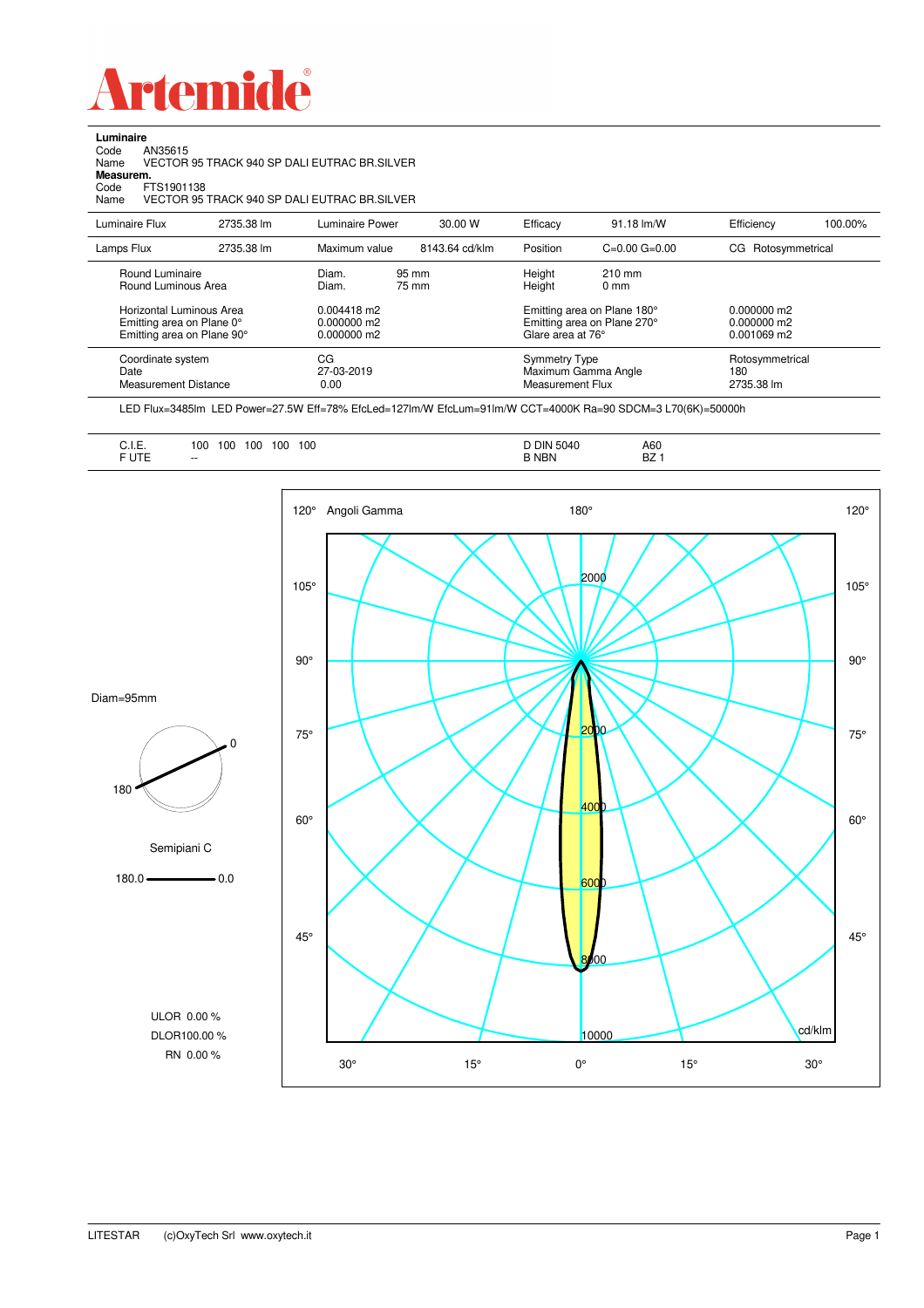# Artemide

**Luminaire**

Code AN35615

Name VECTOR 95 TRACK 940 SP DALI EUTRAC BR.SILVER

**Measurem.**

Code FTS1901138

Name VECTOR 95 TRACK 940 SP DALI EUTRAC BR.SILVER

| | | | | | | | |
|---|---|---|---|---|---|---|---|
| Luminaire Flux | 2735.38 lm | Luminaire Power | 30.00 W | Efficacy | 91.18 lm/W | Efficiency | 100.00% |
| Lamps Flux | 2735.38 lm | Maximum value | 8143.64 cd/klm | Position | C=0.00 G=0.00 | CG Rotosymmetrical | |

| | | | | |
|---|---|---|---|---|
| Round Luminaire | Diam. 95 mm | Height 210 mm | | |
| Round Luminous Area | Diam. 75 mm | Height 0 mm | | |
| Horizontal Luminous Area | 0.004418 m2 | Emitting area on Plane 180° | 0.000000 m2 | |
| Emitting area on Plane 0° | 0.000000 m2 | Emitting area on Plane 270° | 0.000000 m2 | |
| Emitting area on Plane 90° | 0.000000 m2 | Glare area at 76° | 0.001069 m2 | |

| | | | |
|---|---|---|---|
| Coordinate system | CG | Symmetry Type | Rotosymmetrical |
| Date | 27-03-2019 | Maximum Gamma Angle | 180 |
| Measurement Distance | 0.00 | Measurement Flux | 2735.38 lm |

LED Flux=3485lm LED Power=27.5W Eff=78% EfcLed=127lm/W EfcLum=91lm/W CCT=4000K Ra=90 SDCM=3 L70(6K)=50000h

| | | | |
|---|---|---|---|
| C.I.E. | 100 100 100 100 100 | D DIN 5040 | A60 |
| F UTE | -- | B NBN | BZ 1 |

Diam=95mm

Semipiani C

180.0 — 0.0

ULOR 0.00 %

DLOR100.00 %

RN 0.00 %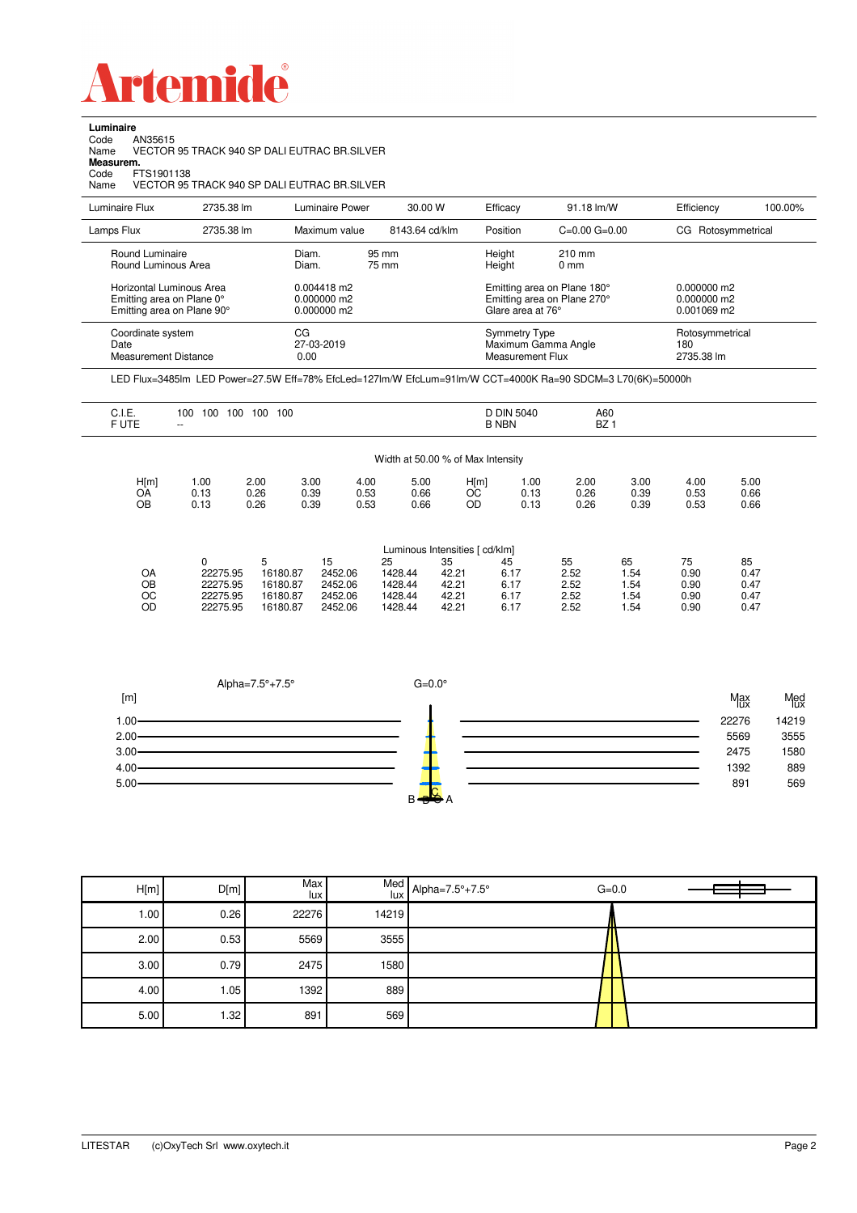Artemide®

**Luminaire**
Code AN35615
Name VECTOR 95 TRACK 940 SP DALI EUTRAC BR.SILVER
**Measurem.**
Code FTS1901138
Name VECTOR 95 TRACK 940 SP DALI EUTRAC BR.SILVER

| | | | | | | | |
|---|---|---|---|---|---|---|---|
| Luminaire Flux | 2735.38 lm | Luminaire Power | 30.00 W | Efficacy | 91.18 lm/W | Efficiency | 100.00% |
| Lamps Flux | 2735.38 lm | Maximum value | 8143.64 cd/klm | Position | C=0.00 G=0.00 | CG | Rotosymmetrical |

| | | | | | |
|---|---|---|---|---|---|
| Round Luminaire | Diam. | 95 mm | Height | 210 mm | |
| Round Luminous Area | Diam. | 75 mm | Height | 0 mm | |
| Horizontal Luminous Area | 0.004418 m2 | | Emitting area on Plane 180° | | 0.000000 m2 |
| Emitting area on Plane 0° | 0.000000 m2 | | Emitting area on Plane 270° | | 0.000000 m2 |
| Emitting area on Plane 90° | 0.000000 m2 | | Glare area at 76° | | 0.001069 m2 |
| Coordinate system | CG | | Symmetry Type | | Rotosymmetrical |
| Date | 27-03-2019 | | Maximum Gamma Angle | | 180 |
| Measurement Distance | 0.00 | | Measurement Flux | | 2735.38 lm |

LED Flux=3485lm LED Power=27.5W Eff=78% EfcLed=127lm/W EfcLum=91lm/W CCT=4000K Ra=90 SDCM=3 L70(6K)=50000h

| | | | |
|---|---|---|---|
| C.I.E. | 100 100 100 100 100 | D DIN 5040 | A60 |
| F UTE | -- | B NBN | BZ 1 |

Width at 50.00 % of Max Intensity

| H[m] | 1.00 | 2.00 | 3.00 | 4.00 | 5.00 | H[m] | 1.00 | 2.00 | 3.00 | 4.00 | 5.00 |
|---|---|---|---|---|---|---|---|---|---|---|---|
| OA | 0.13 | 0.26 | 0.39 | 0.53 | 0.66 | OC | 0.13 | 0.26 | 0.39 | 0.53 | 0.66 |
| OB | 0.13 | 0.26 | 0.39 | 0.53 | 0.66 | OD | 0.13 | 0.26 | 0.39 | 0.53 | 0.66 |

Luminous Intensities [ cd/klm]

| | 0 | 5 | 15 | 25 | 35 | 45 | 55 | 65 | 75 | 85 |
|---|---|---|---|---|---|---|---|---|---|---|
| OA | 22275.95 | 16180.87 | 2452.06 | 1428.44 | 42.21 | 6.17 | 2.52 | 1.54 | 0.90 | 0.47 |
| OB | 22275.95 | 16180.87 | 2452.06 | 1428.44 | 42.21 | 6.17 | 2.52 | 1.54 | 0.90 | 0.47 |
| OC | 22275.95 | 16180.87 | 2452.06 | 1428.44 | 42.21 | 6.17 | 2.52 | 1.54 | 0.90 | 0.47 |
| OD | 22275.95 | 16180.87 | 2452.06 | 1428.44 | 42.21 | 6.17 | 2.52 | 1.54 | 0.90 | 0.47 |

Alpha=7.5°+7.5°
G=0.0°
[m]
1.00
2.00
3.00
4.00
5.00
B D C A
Max lux: 22276, 5569, 2475, 1392, 891
Med lux: 14219, 3555, 1580, 889, 569

| H[m] | D[m] | Max lux | Med lux | Alpha=7.5°+7.5° G=0.0 |
|---|---|---|---|---|
| 1.00 | 0.26 | 22276 | 14219 | |
| 2.00 | 0.53 | 5569 | 3555 | |
| 3.00 | 0.79 | 2475 | 1580 | |
| 4.00 | 1.05 | 1392 | 889 | |
| 5.00 | 1.32 | 891 | 569 | |

LITESTAR (c)OxyTech Srl www.oxytech.it